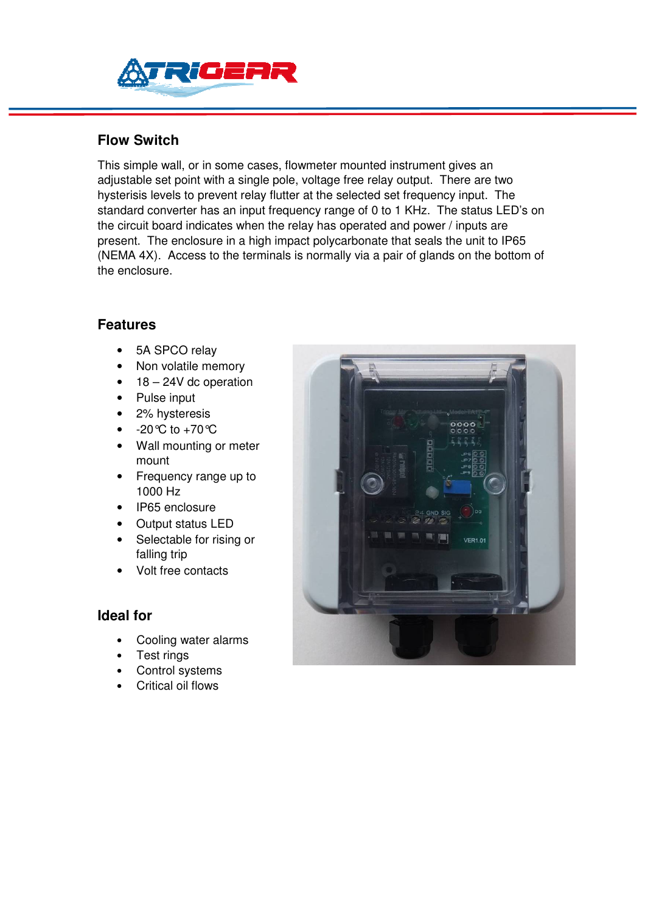## Flow Switch

This simple wall, or in some cases, flowmeter mounted instrument gives an adjustable set point with a single pole, voltage free relay output. There are two hysterisis levels to prevent relay flutter at the selected set frequency input. The standard converter has an input frequency range of 0 to 1 KHz. The status LED's on the circuit board indicates when the relay has operated and power / inputs are present. The enclosure in a high impact polycarbonate that seals the unit to IP65 (NEMA 4X). Access to the terminals is normally via a pair of glands on the bottom of the enclosure.

## Features

- 5A SPCO relay
- Non volatile memory
- 18 – 24V dc operation
- Pulse input
- 2% hysteresis
- -20℃ to +70℃
- Wall mounting or meter mount
- Frequency range up to 1000 Hz
- IP65 enclosure
- Output status LED
- Selectable for rising or falling trip
- Volt free contacts

## Ideal for

- Cooling water alarms
- Test rings
- Control systems
- Critical oil flows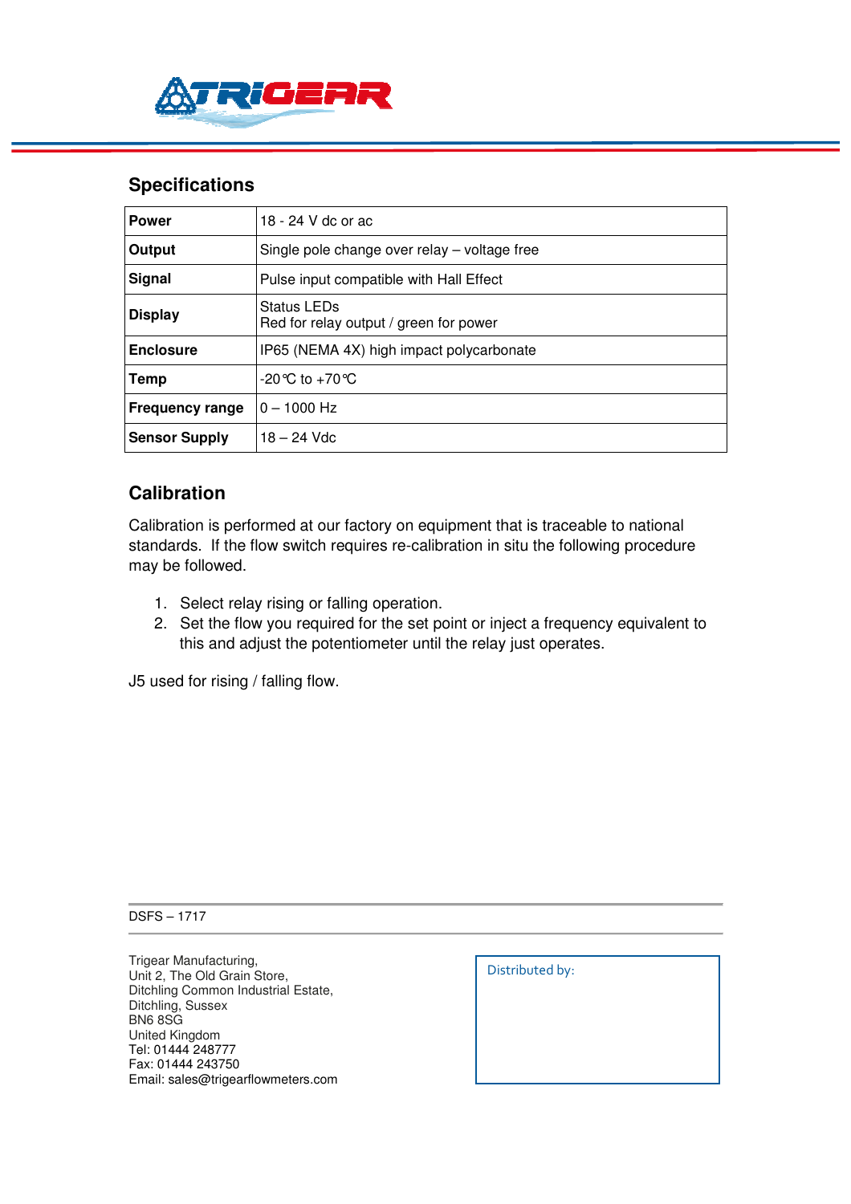## Specifications

| | |
|---|---|
| **Power** | 18 - 24 V dc or ac |
| **Output** | Single pole change over relay – voltage free |
| **Signal** | Pulse input compatible with Hall Effect |
| **Display** | Status LEDs<br>Red for relay output / green for power |
| **Enclosure** | IP65 (NEMA 4X) high impact polycarbonate |
| **Temp** | -20℃ to +70℃ |
| **Frequency range** | 0 – 1000 Hz |
| **Sensor Supply** | 18 – 24 Vdc |

## Calibration

Calibration is performed at our factory on equipment that is traceable to national standards. If the flow switch requires re-calibration in situ the following procedure may be followed.

1. Select relay rising or falling operation.
2. Set the flow you required for the set point or inject a frequency equivalent to this and adjust the potentiometer until the relay just operates.

J5 used for rising / falling flow.

DSFS – 1717

Trigear Manufacturing,
Unit 2, The Old Grain Store,
Ditchling Common Industrial Estate,
Ditchling, Sussex
BN6 8SG
United Kingdom
Tel: 01444 248777
Fax: 01444 243750
Email: sales@trigearflowmeters.com

Distributed by: